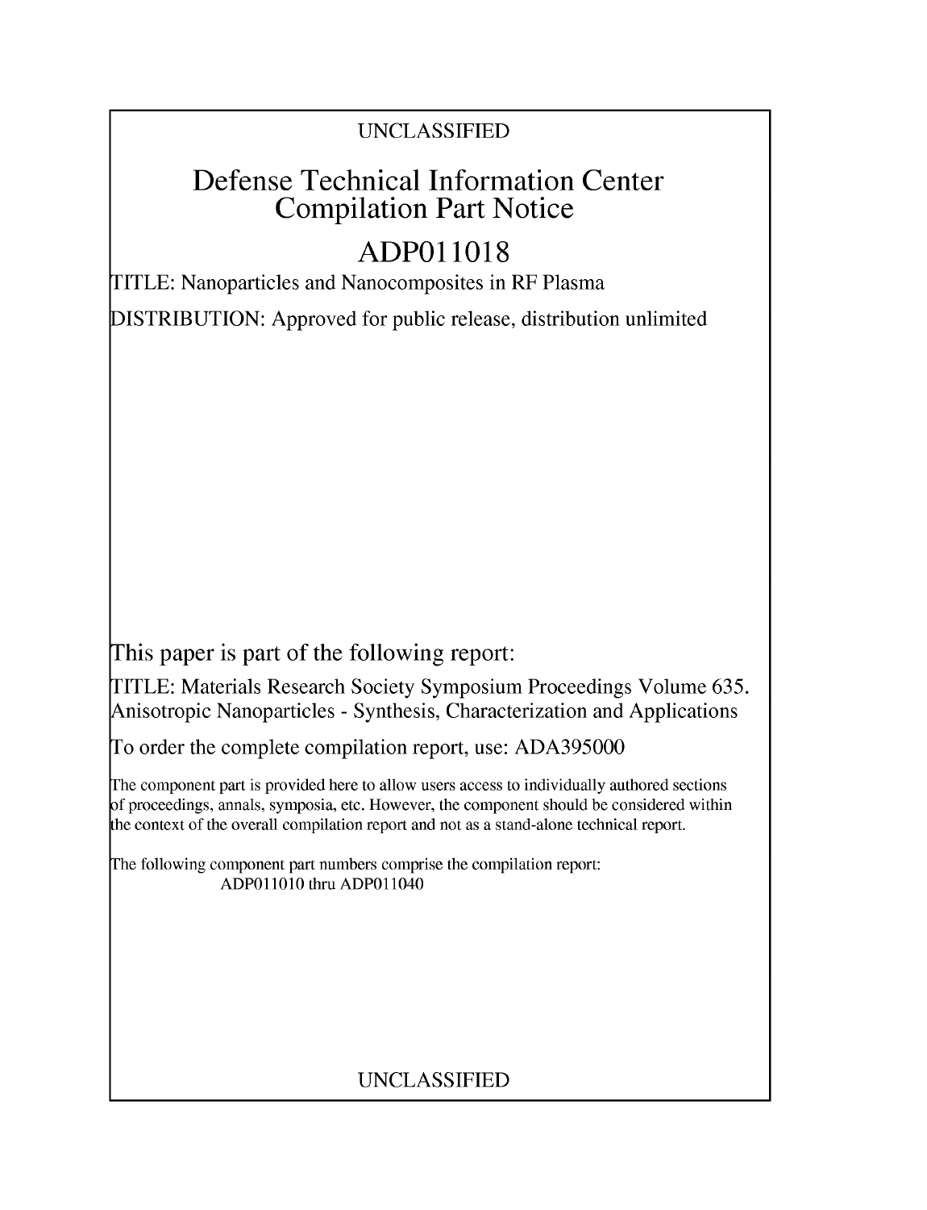UNCLASSIFIED

# Defense Technical Information Center Compilation Part Notice

## ADP011018

TITLE: Nanoparticles and Nanocomposites in RF Plasma

DISTRIBUTION: Approved for public release, distribution unlimited

This paper is part of the following report:

TITLE: Materials Research Society Symposium Proceedings Volume 635. Anisotropic Nanoparticles - Synthesis, Characterization and Applications

To order the complete compilation report, use: ADA395000

The component part is provided here to allow users access to individually authored sections of proceedings, annals, symposia, etc. However, the component should be considered within the context of the overall compilation report and not as a stand-alone technical report.

The following component part numbers comprise the compilation report:
ADP011010 thru ADP011040

UNCLASSIFIED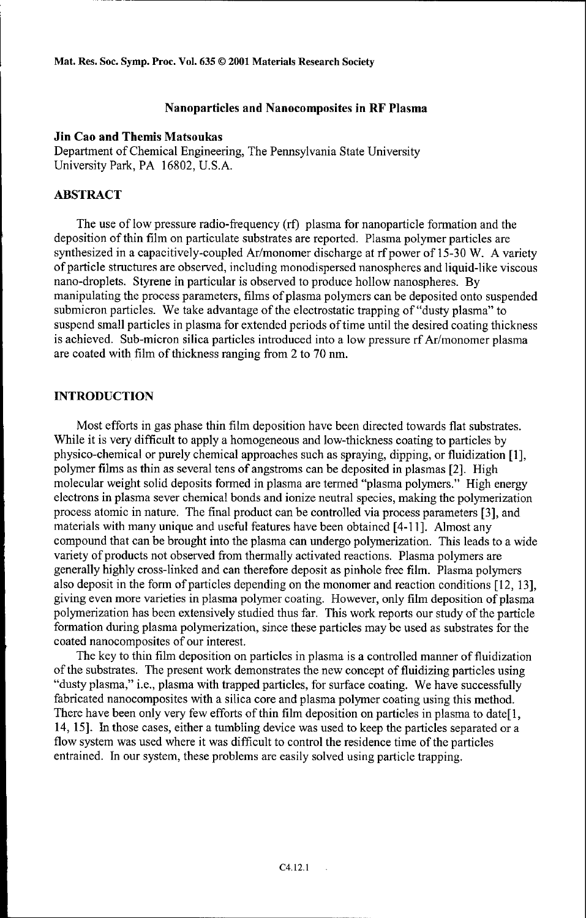Mat. Res. Soc. Symp. Proc. Vol. 635 © 2001 Materials Research Society

## Nanoparticles and Nanocomposites in RF Plasma

**Jin Cao and Themis Matsoukas**
Department of Chemical Engineering, The Pennsylvania State University
University Park, PA 16802, U.S.A.

## ABSTRACT

The use of low pressure radio-frequency (rf) plasma for nanoparticle formation and the deposition of thin film on particulate substrates are reported. Plasma polymer particles are synthesized in a capacitively-coupled Ar/monomer discharge at rf power of 15-30 W. A variety of particle structures are observed, including monodispersed nanospheres and liquid-like viscous nano-droplets. Styrene in particular is observed to produce hollow nanospheres. By manipulating the process parameters, films of plasma polymers can be deposited onto suspended submicron particles. We take advantage of the electrostatic trapping of "dusty plasma" to suspend small particles in plasma for extended periods of time until the desired coating thickness is achieved. Sub-micron silica particles introduced into a low pressure rf Ar/monomer plasma are coated with film of thickness ranging from 2 to 70 nm.

## INTRODUCTION

Most efforts in gas phase thin film deposition have been directed towards flat substrates. While it is very difficult to apply a homogeneous and low-thickness coating to particles by physico-chemical or purely chemical approaches such as spraying, dipping, or fluidization [1], polymer films as thin as several tens of angstroms can be deposited in plasmas [2]. High molecular weight solid deposits formed in plasma are termed "plasma polymers." High energy electrons in plasma sever chemical bonds and ionize neutral species, making the polymerization process atomic in nature. The final product can be controlled via process parameters [3], and materials with many unique and useful features have been obtained [4-11]. Almost any compound that can be brought into the plasma can undergo polymerization. This leads to a wide variety of products not observed from thermally activated reactions. Plasma polymers are generally highly cross-linked and can therefore deposit as pinhole free film. Plasma polymers also deposit in the form of particles depending on the monomer and reaction conditions [12, 13], giving even more varieties in plasma polymer coating. However, only film deposition of plasma polymerization has been extensively studied thus far. This work reports our study of the particle formation during plasma polymerization, since these particles may be used as substrates for the coated nanocomposites of our interest.

The key to thin film deposition on particles in plasma is a controlled manner of fluidization of the substrates. The present work demonstrates the new concept of fluidizing particles using "dusty plasma," i.e., plasma with trapped particles, for surface coating. We have successfully fabricated nanocomposites with a silica core and plasma polymer coating using this method. There have been only very few efforts of thin film deposition on particles in plasma to date[1, 14, 15]. In those cases, either a tumbling device was used to keep the particles separated or a flow system was used where it was difficult to control the residence time of the particles entrained. In our system, these problems are easily solved using particle trapping.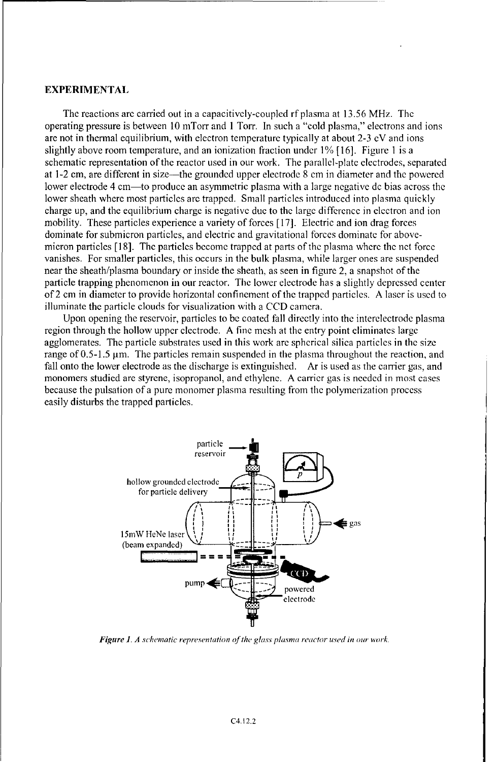## EXPERIMENTAL

The reactions are carried out in a capacitively-coupled rf plasma at 13.56 MHz. The operating pressure is between 10 mTorr and 1 Torr. In such a "cold plasma," electrons and ions are not in thermal equilibrium, with electron temperature typically at about 2-3 eV and ions slightly above room temperature, and an ionization fraction under 1% [16]. Figure 1 is a schematic representation of the reactor used in our work. The parallel-plate electrodes, separated at 1-2 cm, are different in size—the grounded upper electrode 8 cm in diameter and the powered lower electrode 4 cm—to produce an asymmetric plasma with a large negative dc bias across the lower sheath where most particles are trapped. Small particles introduced into plasma quickly charge up, and the equilibrium charge is negative due to the large difference in electron and ion mobility. These particles experience a variety of forces [17]. Electric and ion drag forces dominate for submicron particles, and electric and gravitational forces dominate for above-micron particles [18]. The particles become trapped at parts of the plasma where the net force vanishes. For smaller particles, this occurs in the bulk plasma, while larger ones are suspended near the sheath/plasma boundary or inside the sheath, as seen in figure 2, a snapshot of the particle trapping phenomenon in our reactor. The lower electrode has a slightly depressed center of 2 cm in diameter to provide horizontal confinement of the trapped particles. A laser is used to illuminate the particle clouds for visualization with a CCD camera.

Upon opening the reservoir, particles to be coated fall directly into the interelectrode plasma region through the hollow upper electrode. A fine mesh at the entry point eliminates large agglomerates. The particle substrates used in this work are spherical silica particles in the size range of 0.5-1.5 μm. The particles remain suspended in the plasma throughout the reaction, and fall onto the lower electrode as the discharge is extinguished. Ar is used as the carrier gas, and monomers studied are styrene, isopropanol, and ethylene. A carrier gas is needed in most cases because the pulsation of a pure monomer plasma resulting from the polymerization process easily disturbs the trapped particles.

particle reservoir

hollow grounded electrode for particle delivery

$p$

gas

15mW HeNe laser (beam expanded)

pump

CCD

powered electrode

*Figure 1. A schematic representation of the glass plasma reactor used in our work.*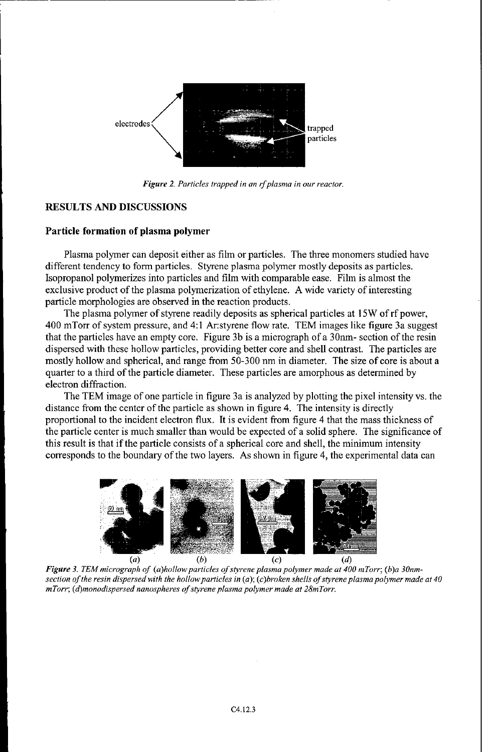Figure 2. Particles trapped in an rf plasma in our reactor.

## RESULTS AND DISCUSSIONS

### Particle formation of plasma polymer

Plasma polymer can deposit either as film or particles. The three monomers studied have different tendency to form particles. Styrene plasma polymer mostly deposits as particles. Isopropanol polymerizes into particles and film with comparable ease. Film is almost the exclusive product of the plasma polymerization of ethylene. A wide variety of interesting particle morphologies are observed in the reaction products.

The plasma polymer of styrene readily deposits as spherical particles at 15W of rf power, 400 mTorr of system pressure, and 4:1 Ar:styrene flow rate. TEM images like figure 3a suggest that the particles have an empty core. Figure 3b is a micrograph of a 30nm- section of the resin dispersed with these hollow particles, providing better core and shell contrast. The particles are mostly hollow and spherical, and range from 50-300 nm in diameter. The size of core is about a quarter to a third of the particle diameter. These particles are amorphous as determined by electron diffraction.

The TEM image of one particle in figure 3a is analyzed by plotting the pixel intensity vs. the distance from the center of the particle as shown in figure 4. The intensity is directly proportional to the incident electron flux. It is evident from figure 4 that the mass thickness of the particle center is much smaller than would be expected of a solid sphere. The significance of this result is that if the particle consists of a spherical core and shell, the minimum intensity corresponds to the boundary of the two layers. As shown in figure 4, the experimental data can

*Figure 3. TEM micrograph of (a)hollow particles of styrene plasma polymer made at 400 mTorr; (b)a 30nm-section of the resin dispersed with the hollow particles in (a); (c)broken shells of styrene plasma polymer made at 40 mTorr; (d)monodispersed nanospheres of styrene plasma polymer made at 28mTorr.*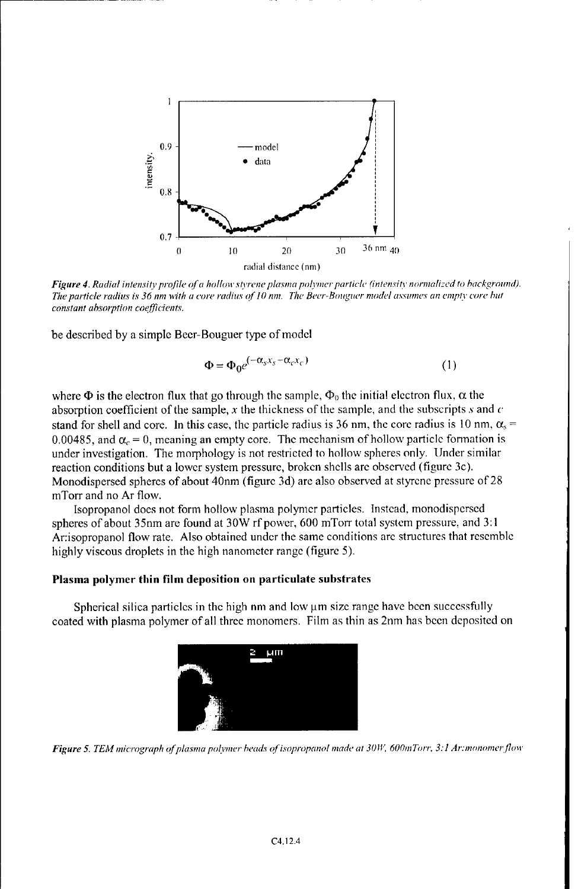*Figure 4. Radial intensity profile of a hollow styrene plasma polymer particle (intensity normalized to background). The particle radius is 36 nm with a core radius of 10 nm. The Beer-Bouguer model assumes an empty core but constant absorption coefficients.*

be described by a simple Beer-Bouguer type of model

$$\Phi = \Phi_0 e^{(-\alpha_s x_s - \alpha_c x_c)} \tag{1}$$

where $\Phi$ is the electron flux that go through the sample, $\Phi_0$ the initial electron flux, $\alpha$ the absorption coefficient of the sample, $x$ the thickness of the sample, and the subscripts $s$ and $c$ stand for shell and core. In this case, the particle radius is 36 nm, the core radius is 10 nm, $\alpha_s = 0.00485$, and $\alpha_c = 0$, meaning an empty core. The mechanism of hollow particle formation is under investigation. The morphology is not restricted to hollow spheres only. Under similar reaction conditions but a lower system pressure, broken shells are observed (figure 3c). Monodispersed spheres of about 40nm (figure 3d) are also observed at styrene pressure of 28 mTorr and no Ar flow.

Isopropanol does not form hollow plasma polymer particles. Instead, monodispersed spheres of about 35nm are found at 30W rf power, 600 mTorr total system pressure, and 3:1 Ar:isopropanol flow rate. Also obtained under the same conditions are structures that resemble highly viscous droplets in the high nanometer range (figure 5).

### Plasma polymer thin film deposition on particulate substrates

Spherical silica particles in the high nm and low μm size range have been successfully coated with plasma polymer of all three monomers. Film as thin as 2nm has been deposited on

*Figure 5. TEM micrograph of plasma polymer beads of isopropanol made at 30W, 600mTorr, 3:1 Ar:monomer flow*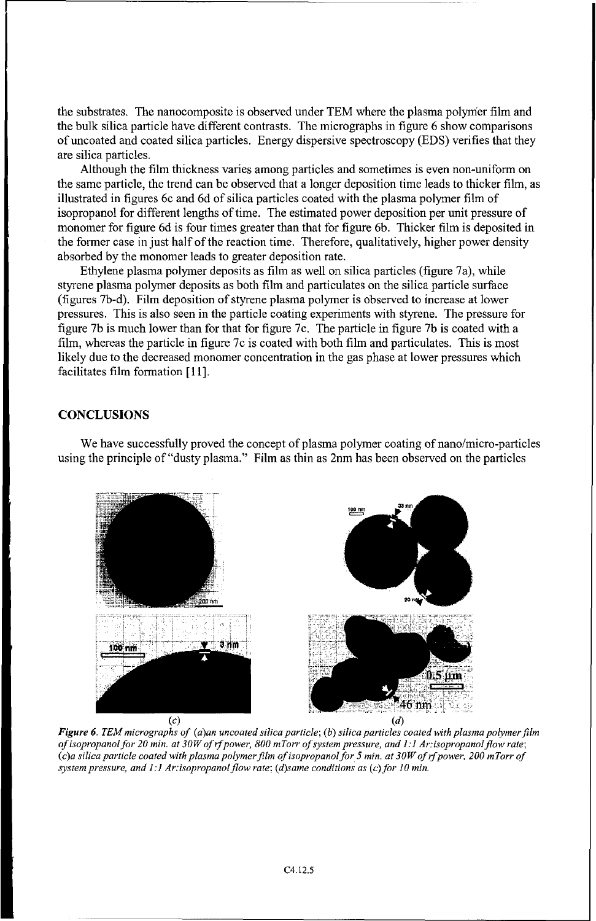the substrates. The nanocomposite is observed under TEM where the plasma polymer film and the bulk silica particle have different contrasts. The micrographs in figure 6 show comparisons of uncoated and coated silica particles. Energy dispersive spectroscopy (EDS) verifies that they are silica particles.

Although the film thickness varies among particles and sometimes is even non-uniform on the same particle, the trend can be observed that a longer deposition time leads to thicker film, as illustrated in figures 6c and 6d of silica particles coated with the plasma polymer film of isopropanol for different lengths of time. The estimated power deposition per unit pressure of monomer for figure 6d is four times greater than that for figure 6b. Thicker film is deposited in the former case in just half of the reaction time. Therefore, qualitatively, higher power density absorbed by the monomer leads to greater deposition rate.

Ethylene plasma polymer deposits as film as well on silica particles (figure 7a), while styrene plasma polymer deposits as both film and particulates on the silica particle surface (figures 7b-d). Film deposition of styrene plasma polymer is observed to increase at lower pressures. This is also seen in the particle coating experiments with styrene. The pressure for figure 7b is much lower than for that for figure 7c. The particle in figure 7b is coated with a film, whereas the particle in figure 7c is coated with both film and particulates. This is most likely due to the decreased monomer concentration in the gas phase at lower pressures which facilitates film formation [11].

## CONCLUSIONS

We have successfully proved the concept of plasma polymer coating of nano/micro-particles using the principle of "dusty plasma." Film as thin as 2nm has been observed on the particles

*Figure 6. TEM micrographs of (a)an uncoated silica particle; (b) silica particles coated with plasma polymer film of isopropanol for 20 min. at 30W of rf power, 800 mTorr of system pressure, and 1:1 Ar:isopropanol flow rate; (c)a silica particle coated with plasma polymer film of isopropanol for 5 min. at 30W of rf power, 200 mTorr of system pressure, and 1:1 Ar:isopropanol flow rate; (d)same conditions as (c) for 10 min.*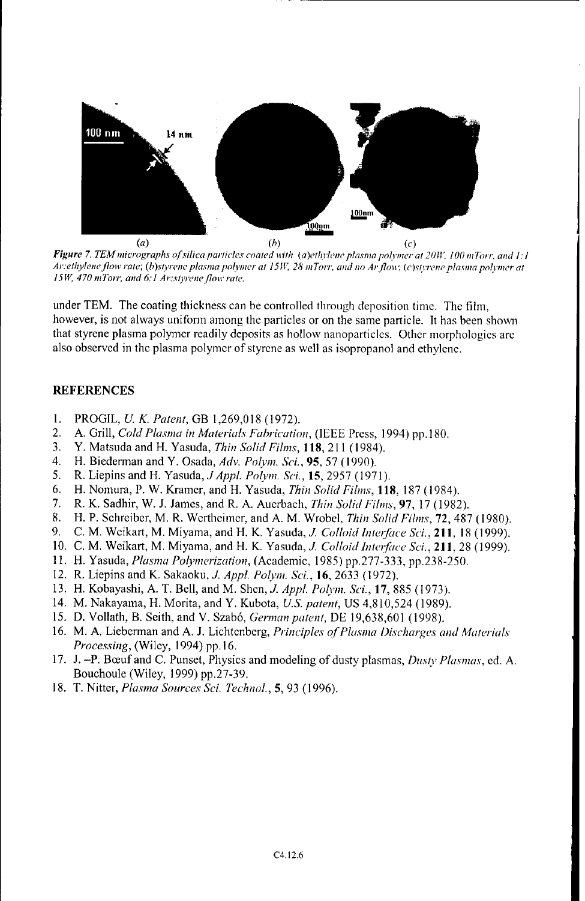100 nm

14 nm

100nm

100nm

(a) (b) (c)

*Figure 7. TEM micrographs of silica particles coated with (a)ethylene plasma polymer at 20W, 100 mTorr, and 1:1 Ar:ethylene flow rate; (b)styrene plasma polymer at 15W, 28 mTorr, and no Ar flow; (c)styrene plasma polymer at 15W, 470 mTorr, and 6:1 Ar:styrene flow rate.*

under TEM. The coating thickness can be controlled through deposition time. The film, however, is not always uniform among the particles or on the same particle. It has been shown that styrene plasma polymer readily deposits as hollow nanoparticles. Other morphologies are also observed in the plasma polymer of styrene as well as isopropanol and ethylene.

## REFERENCES

1. PROGIL, *U. K. Patent*, GB 1,269,018 (1972).
2. A. Grill, *Cold Plasma in Materials Fabrication*, (IEEE Press, 1994) pp.180.
3. Y. Matsuda and H. Yasuda, *Thin Solid Films*, **118**, 211 (1984).
4. H. Biederman and Y. Osada, *Adv. Polym. Sci.*, **95**, 57 (1990).
5. R. Liepins and H. Yasuda, *J Appl. Polym. Sci.*, **15**, 2957 (1971).
6. H. Nomura, P. W. Kramer, and H. Yasuda, *Thin Solid Films*, **118**, 187 (1984).
7. R. K. Sadhir, W. J. James, and R. A. Auerbach, *Thin Solid Films*, **97**, 17 (1982).
8. H. P. Schreiber, M. R. Wertheimer, and A. M. Wrobel, *Thin Solid Films*, **72**, 487 (1980).
9. C. M. Weikart, M. Miyama, and H. K. Yasuda, *J. Colloid Interface Sci.*, **211**, 18 (1999).
10. C. M. Weikart, M. Miyama, and H. K. Yasuda, *J. Colloid Interface Sci.*, **211**, 28 (1999).
11. H. Yasuda, *Plasma Polymerization*, (Academic, 1985) pp.277-333, pp.238-250.
12. R. Liepins and K. Sakaoku, *J. Appl. Polym. Sci.*, **16**, 2633 (1972).
13. H. Kobayashi, A. T. Bell, and M. Shen, *J. Appl. Polym. Sci.*, **17**, 885 (1973).
14. M. Nakayama, H. Morita, and Y. Kubota, *U.S. patent*, US 4,810,524 (1989).
15. D. Vollath, B. Seith, and V. Szabó, *German patent*, DE 19,638,601 (1998).
16. M. A. Lieberman and A. J. Lichtenberg, *Principles of Plasma Discharges and Materials Processing*, (Wiley, 1994) pp.16.
17. J. –P. Bœuf and C. Punset, Physics and modeling of dusty plasmas, *Dusty Plasmas*, ed. A. Bouchoule (Wiley, 1999) pp.27-39.
18. T. Nitter, *Plasma Sources Sci. Technol.*, **5**, 93 (1996).